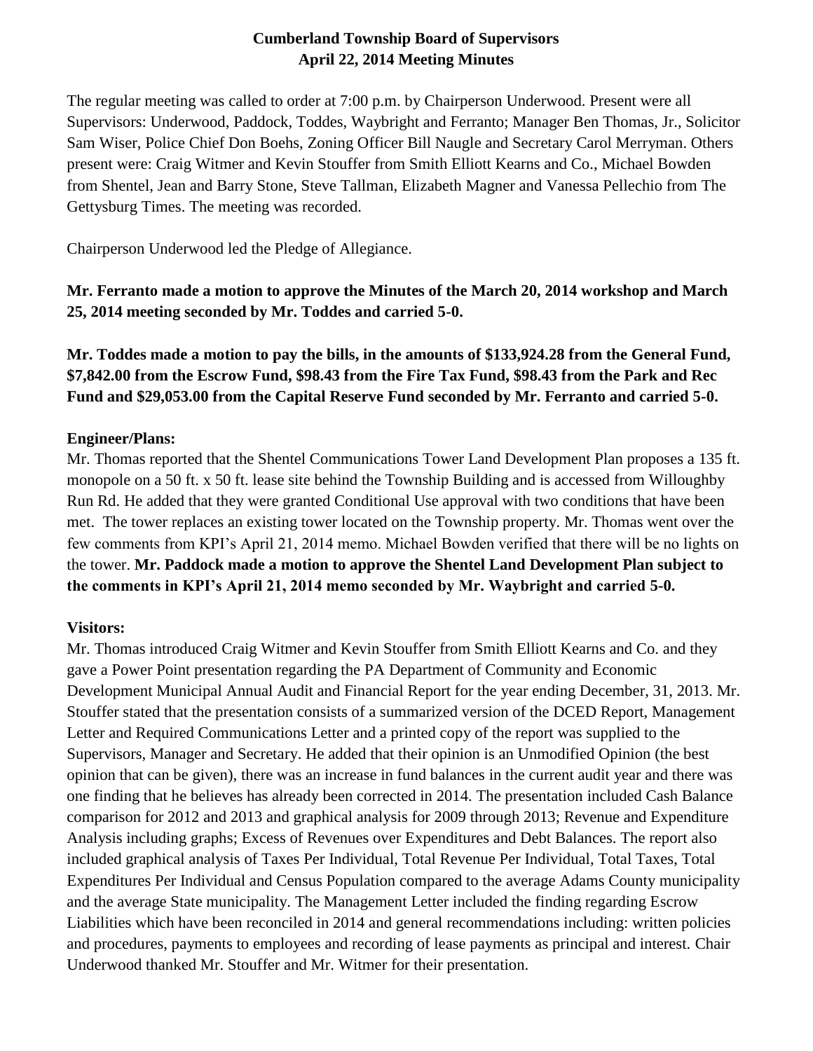# Cumberland Township Board of Supervisors
## April 22, 2014 Meeting Minutes

The regular meeting was called to order at 7:00 p.m. by Chairperson Underwood. Present were all Supervisors: Underwood, Paddock, Toddes, Waybright and Ferranto; Manager Ben Thomas, Jr., Solicitor Sam Wiser, Police Chief Don Boehs, Zoning Officer Bill Naugle and Secretary Carol Merryman. Others present were: Craig Witmer and Kevin Stouffer from Smith Elliott Kearns and Co., Michael Bowden from Shentel, Jean and Barry Stone, Steve Tallman, Elizabeth Magner and Vanessa Pellechio from The Gettysburg Times. The meeting was recorded.

Chairperson Underwood led the Pledge of Allegiance.

**Mr. Ferranto made a motion to approve the Minutes of the March 20, 2014 workshop and March 25, 2014 meeting seconded by Mr. Toddes and carried 5-0.**

**Mr. Toddes made a motion to pay the bills, in the amounts of $133,924.28 from the General Fund, $7,842.00 from the Escrow Fund, $98.43 from the Fire Tax Fund, $98.43 from the Park and Rec Fund and $29,053.00 from the Capital Reserve Fund seconded by Mr. Ferranto and carried 5-0.**

**Engineer/Plans:**

Mr. Thomas reported that the Shentel Communications Tower Land Development Plan proposes a 135 ft. monopole on a 50 ft. x 50 ft. lease site behind the Township Building and is accessed from Willoughby Run Rd. He added that they were granted Conditional Use approval with two conditions that have been met. The tower replaces an existing tower located on the Township property. Mr. Thomas went over the few comments from KPI's April 21, 2014 memo. Michael Bowden verified that there will be no lights on the tower. **Mr. Paddock made a motion to approve the Shentel Land Development Plan subject to the comments in KPI's April 21, 2014 memo seconded by Mr. Waybright and carried 5-0.**

**Visitors:**

Mr. Thomas introduced Craig Witmer and Kevin Stouffer from Smith Elliott Kearns and Co. and they gave a Power Point presentation regarding the PA Department of Community and Economic Development Municipal Annual Audit and Financial Report for the year ending December, 31, 2013. Mr. Stouffer stated that the presentation consists of a summarized version of the DCED Report, Management Letter and Required Communications Letter and a printed copy of the report was supplied to the Supervisors, Manager and Secretary. He added that their opinion is an Unmodified Opinion (the best opinion that can be given), there was an increase in fund balances in the current audit year and there was one finding that he believes has already been corrected in 2014. The presentation included Cash Balance comparison for 2012 and 2013 and graphical analysis for 2009 through 2013; Revenue and Expenditure Analysis including graphs; Excess of Revenues over Expenditures and Debt Balances. The report also included graphical analysis of Taxes Per Individual, Total Revenue Per Individual, Total Taxes, Total Expenditures Per Individual and Census Population compared to the average Adams County municipality and the average State municipality. The Management Letter included the finding regarding Escrow Liabilities which have been reconciled in 2014 and general recommendations including: written policies and procedures, payments to employees and recording of lease payments as principal and interest. Chair Underwood thanked Mr. Stouffer and Mr. Witmer for their presentation.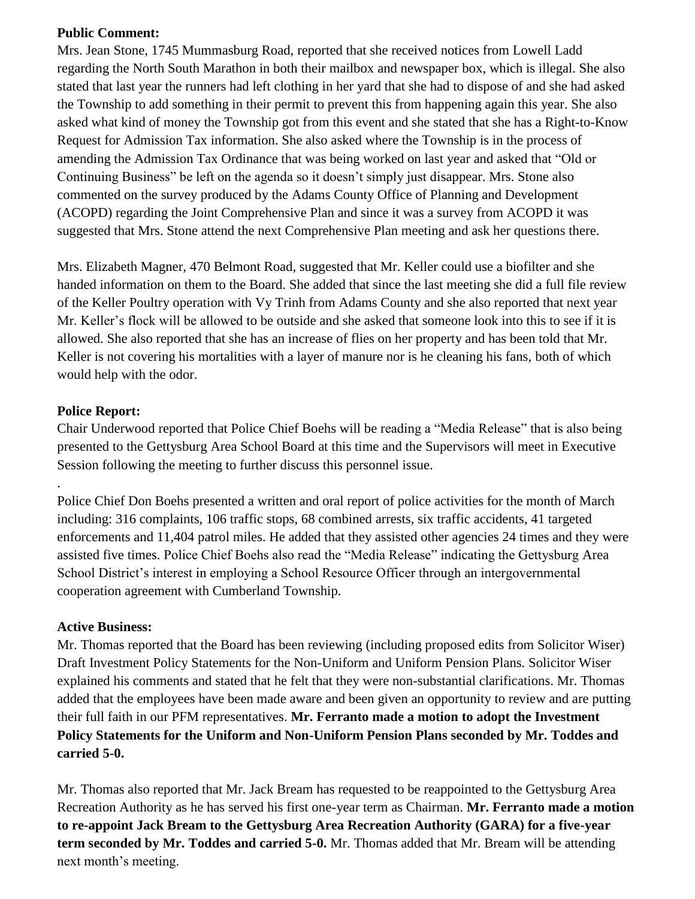**Public Comment:**

Mrs. Jean Stone, 1745 Mummasburg Road, reported that she received notices from Lowell Ladd regarding the North South Marathon in both their mailbox and newspaper box, which is illegal. She also stated that last year the runners had left clothing in her yard that she had to dispose of and she had asked the Township to add something in their permit to prevent this from happening again this year. She also asked what kind of money the Township got from this event and she stated that she has a Right-to-Know Request for Admission Tax information. She also asked where the Township is in the process of amending the Admission Tax Ordinance that was being worked on last year and asked that "Old or Continuing Business" be left on the agenda so it doesn't simply just disappear. Mrs. Stone also commented on the survey produced by the Adams County Office of Planning and Development (ACOPD) regarding the Joint Comprehensive Plan and since it was a survey from ACOPD it was suggested that Mrs. Stone attend the next Comprehensive Plan meeting and ask her questions there.

Mrs. Elizabeth Magner, 470 Belmont Road, suggested that Mr. Keller could use a biofilter and she handed information on them to the Board. She added that since the last meeting she did a full file review of the Keller Poultry operation with Vy Trinh from Adams County and she also reported that next year Mr. Keller's flock will be allowed to be outside and she asked that someone look into this to see if it is allowed. She also reported that she has an increase of flies on her property and has been told that Mr. Keller is not covering his mortalities with a layer of manure nor is he cleaning his fans, both of which would help with the odor.

**Police Report:**

Chair Underwood reported that Police Chief Boehs will be reading a "Media Release" that is also being presented to the Gettysburg Area School Board at this time and the Supervisors will meet in Executive Session following the meeting to further discuss this personnel issue.

.

Police Chief Don Boehs presented a written and oral report of police activities for the month of March including: 316 complaints, 106 traffic stops, 68 combined arrests, six traffic accidents, 41 targeted enforcements and 11,404 patrol miles. He added that they assisted other agencies 24 times and they were assisted five times. Police Chief Boehs also read the "Media Release" indicating the Gettysburg Area School District's interest in employing a School Resource Officer through an intergovernmental cooperation agreement with Cumberland Township.

**Active Business:**

Mr. Thomas reported that the Board has been reviewing (including proposed edits from Solicitor Wiser) Draft Investment Policy Statements for the Non-Uniform and Uniform Pension Plans. Solicitor Wiser explained his comments and stated that he felt that they were non-substantial clarifications. Mr. Thomas added that the employees have been made aware and been given an opportunity to review and are putting their full faith in our PFM representatives. **Mr. Ferranto made a motion to adopt the Investment Policy Statements for the Uniform and Non-Uniform Pension Plans seconded by Mr. Toddes and carried 5-0.**

Mr. Thomas also reported that Mr. Jack Bream has requested to be reappointed to the Gettysburg Area Recreation Authority as he has served his first one-year term as Chairman. **Mr. Ferranto made a motion to re-appoint Jack Bream to the Gettysburg Area Recreation Authority (GARA) for a five-year term seconded by Mr. Toddes and carried 5-0.** Mr. Thomas added that Mr. Bream will be attending next month's meeting.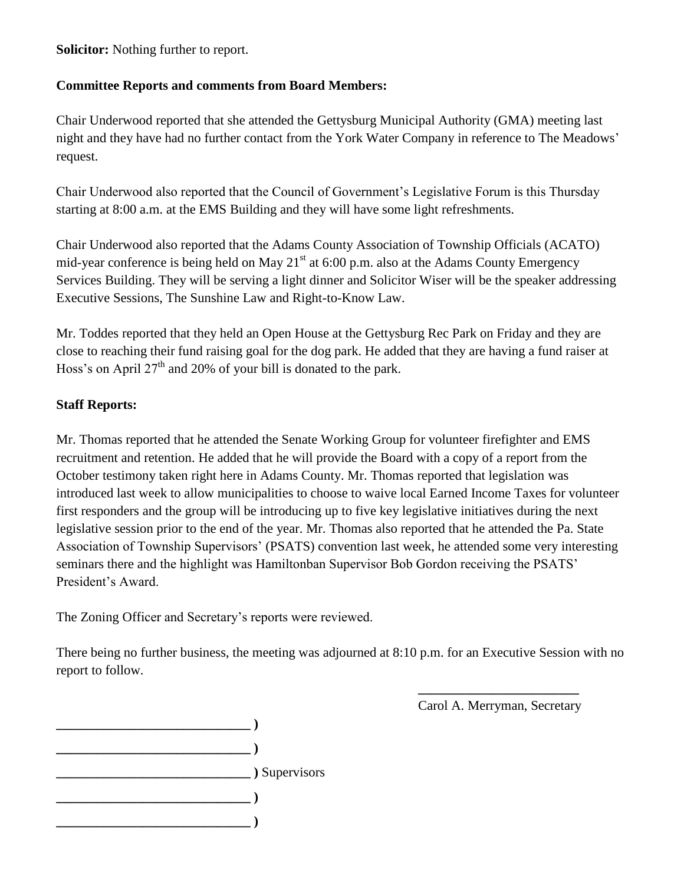**Solicitor:** Nothing further to report.

**Committee Reports and comments from Board Members:**

Chair Underwood reported that she attended the Gettysburg Municipal Authority (GMA) meeting last night and they have had no further contact from the York Water Company in reference to The Meadows' request.

Chair Underwood also reported that the Council of Government's Legislative Forum is this Thursday starting at 8:00 a.m. at the EMS Building and they will have some light refreshments.

Chair Underwood also reported that the Adams County Association of Township Officials (ACATO) mid-year conference is being held on May 21st at 6:00 p.m. also at the Adams County Emergency Services Building. They will be serving a light dinner and Solicitor Wiser will be the speaker addressing Executive Sessions, The Sunshine Law and Right-to-Know Law.

Mr. Toddes reported that they held an Open House at the Gettysburg Rec Park on Friday and they are close to reaching their fund raising goal for the dog park. He added that they are having a fund raiser at Hoss's on April 27th and 20% of your bill is donated to the park.

**Staff Reports:**

Mr. Thomas reported that he attended the Senate Working Group for volunteer firefighter and EMS recruitment and retention. He added that he will provide the Board with a copy of a report from the October testimony taken right here in Adams County. Mr. Thomas reported that legislation was introduced last week to allow municipalities to choose to waive local Earned Income Taxes for volunteer first responders and the group will be introducing up to five key legislative initiatives during the next legislative session prior to the end of the year. Mr. Thomas also reported that he attended the Pa. State Association of Township Supervisors' (PSATS) convention last week, he attended some very interesting seminars there and the highlight was Hamiltonban Supervisor Bob Gordon receiving the PSATS' President's Award.

The Zoning Officer and Secretary's reports were reviewed.

There being no further business, the meeting was adjourned at 8:10 p.m. for an Executive Session with no report to follow.

\_\_\_\_\_\_\_\_\_\_\_\_\_\_\_\_\_\_\_\_\_\_\_\_
Carol A. Merryman, Secretary

\_\_\_\_\_\_\_\_\_\_\_\_\_\_\_\_\_\_\_\_\_\_\_\_\_\_\_\_\_\_ )
\_\_\_\_\_\_\_\_\_\_\_\_\_\_\_\_\_\_\_\_\_\_\_\_\_\_\_\_\_\_ )
\_\_\_\_\_\_\_\_\_\_\_\_\_\_\_\_\_\_\_\_\_\_\_\_\_\_\_\_\_\_ ) Supervisors
\_\_\_\_\_\_\_\_\_\_\_\_\_\_\_\_\_\_\_\_\_\_\_\_\_\_\_\_\_\_ )
\_\_\_\_\_\_\_\_\_\_\_\_\_\_\_\_\_\_\_\_\_\_\_\_\_\_\_\_\_\_ )